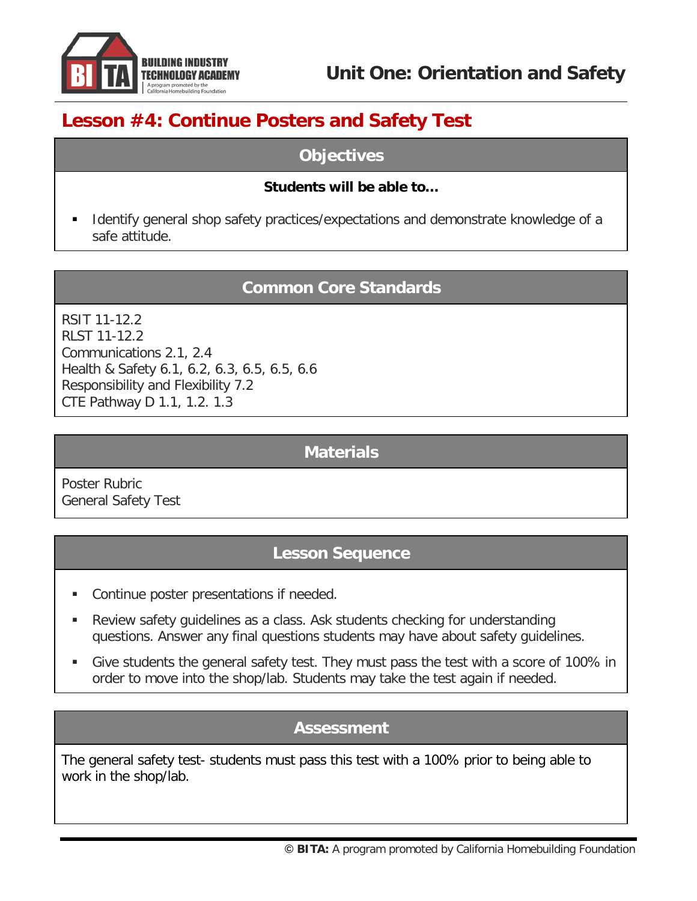# Unit One: Orientation and Safety

## Lesson #4: Continue Posters and Safety Test

### Objectives

**Students will be able to…**

- Identify general shop safety practices/expectations and demonstrate knowledge of a safe attitude.

### Common Core Standards

RSIT 11-12.2
RLST 11-12.2
Communications 2.1, 2.4
Health & Safety 6.1, 6.2, 6.3, 6.5, 6.5, 6.6
Responsibility and Flexibility 7.2
CTE Pathway D 1.1, 1.2. 1.3

### Materials

Poster Rubric
General Safety Test

### Lesson Sequence

- Continue poster presentations if needed.
- Review safety guidelines as a class. Ask students checking for understanding questions. Answer any final questions students may have about safety guidelines.
- Give students the general safety test. They must pass the test with a score of 100% in order to move into the shop/lab. Students may take the test again if needed.

### Assessment

The general safety test- students must pass this test with a 100% prior to being able to work in the shop/lab.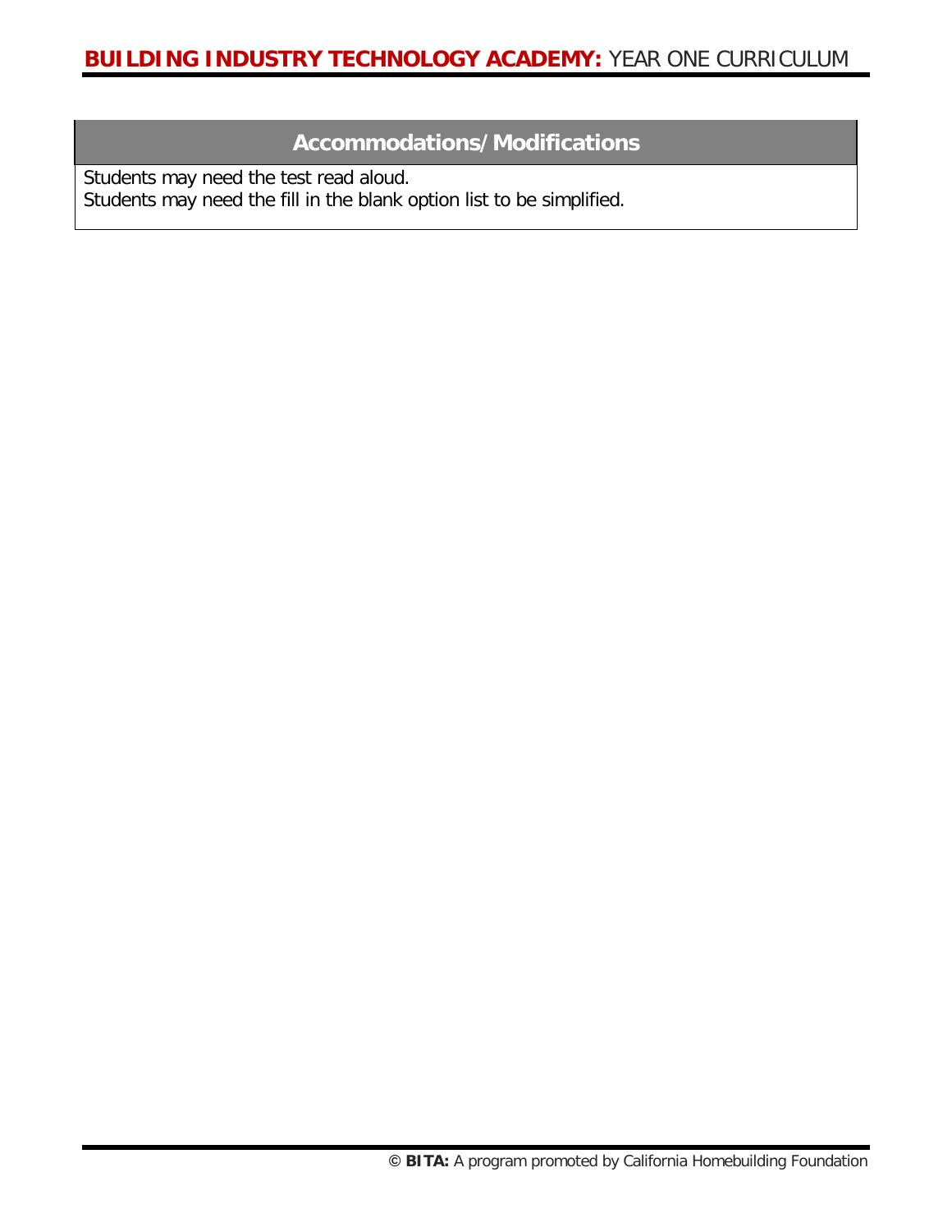## Accommodations/Modifications

Students may need the test read aloud.
Students may need the fill in the blank option list to be simplified.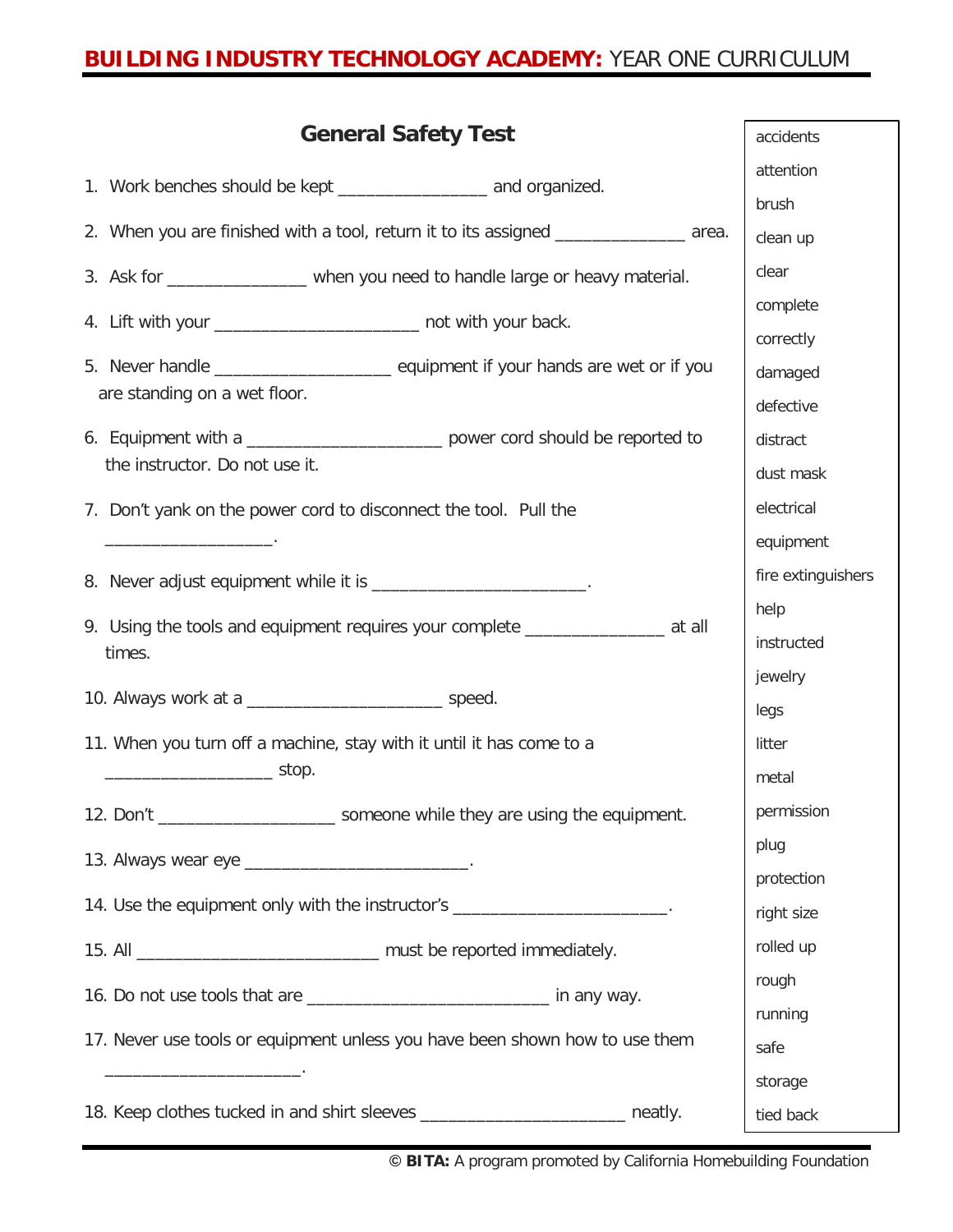# General Safety Test

1. Work benches should be kept ________________ and organized.
2. When you are finished with a tool, return it to its assigned ______________ area.
3. Ask for _______________ when you need to handle large or heavy material.
4. Lift with your ______________________ not with your back.
5. Never handle ___________________ equipment if your hands are wet or if you are standing on a wet floor.
6. Equipment with a _____________________ power cord should be reported to the instructor. Do not use it.
7. Don't yank on the power cord to disconnect the tool. Pull the __________________.
8. Never adjust equipment while it is _______________________.
9. Using the tools and equipment requires your complete _______________ at all times.
10. Always work at a _____________________ speed.
11. When you turn off a machine, stay with it until it has come to a __________________ stop.
12. Don't ___________________ someone while they are using the equipment.
13. Always wear eye ________________________.
14. Use the equipment only with the instructor's _______________________.
15. All __________________________ must be reported immediately.
16. Do not use tools that are __________________________ in any way.
17. Never use tools or equipment unless you have been shown how to use them _____________________.
18. Keep clothes tucked in and shirt sleeves ______________________ neatly.

| Word Bank |
|---|
| accidents |
| attention |
| brush |
| clean up |
| clear |
| complete |
| correctly |
| damaged |
| defective |
| distract |
| dust mask |
| electrical |
| equipment |
| fire extinguishers |
| help |
| instructed |
| jewelry |
| legs |
| litter |
| metal |
| permission |
| plug |
| protection |
| right size |
| rolled up |
| rough |
| running |
| safe |
| storage |
| tied back |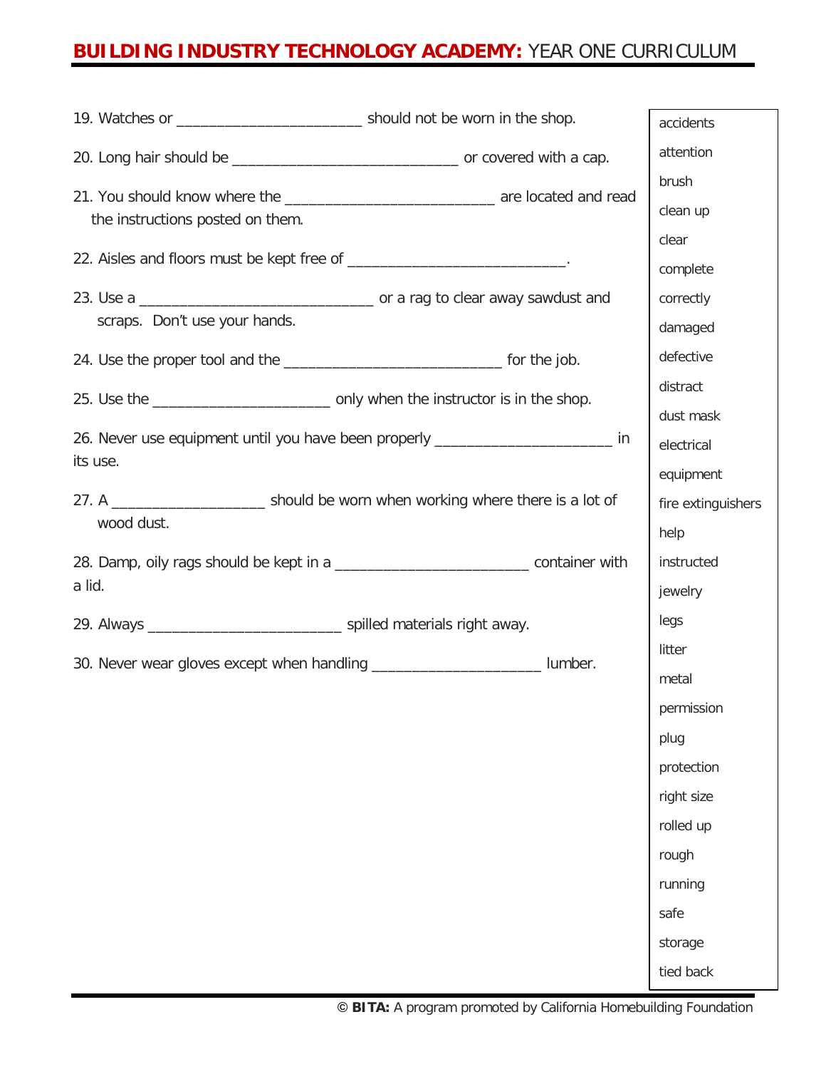19. Watches or ________________________ should not be worn in the shop.

20. Long hair should be _____________________________ or covered with a cap.

21. You should know where the ___________________________ are located and read the instructions posted on them.

22. Aisles and floors must be kept free of ____________________________.

23. Use a ______________________________ or a rag to clear away sawdust and scraps. Don't use your hands.

24. Use the proper tool and the ____________________________ for the job.

25. Use the _______________________ only when the instructor is in the shop.

26. Never use equipment until you have been properly _______________________ in its use.

27. A ____________________ should be worn when working where there is a lot of wood dust.

28. Damp, oily rags should be kept in a _________________________ container with a lid.

29. Always _________________________ spilled materials right away.

30. Never wear gloves except when handling ______________________ lumber.

| |
|---|
| accidents |
| attention |
| brush |
| clean up |
| clear |
| complete |
| correctly |
| damaged |
| defective |
| distract |
| dust mask |
| electrical |
| equipment |
| fire extinguishers |
| help |
| instructed |
| jewelry |
| legs |
| litter |
| metal |
| permission |
| plug |
| protection |
| right size |
| rolled up |
| rough |
| running |
| safe |
| storage |
| tied back |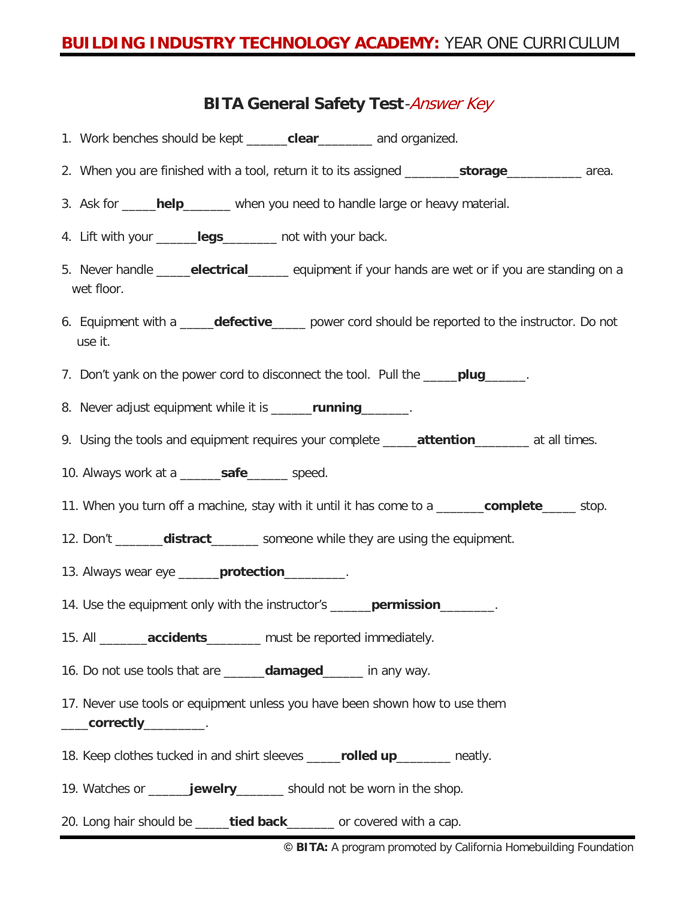# BITA General Safety Test-*Answer Key*

1. Work benches should be kept ______**clear**________ and organized.

2. When you are finished with a tool, return it to its assigned ________**storage**___________ area.

3. Ask for _____**help**_______ when you need to handle large or heavy material.

4. Lift with your ______**legs**________ not with your back.

5. Never handle _____**electrical**______ equipment if your hands are wet or if you are standing on a wet floor.

6. Equipment with a _____**defective**_____ power cord should be reported to the instructor. Do not use it.

7. Don't yank on the power cord to disconnect the tool. Pull the _____**plug**______.

8. Never adjust equipment while it is ______**running**_______.

9. Using the tools and equipment requires your complete _____**attention**________ at all times.

10. Always work at a ______**safe**______ speed.

11. When you turn off a machine, stay with it until it has come to a _______**complete**_____ stop.

12. Don't _______**distract**_______ someone while they are using the equipment.

13. Always wear eye ______**protection**_________.

14. Use the equipment only with the instructor's ______**permission**________.

15. All _______**accidents**________ must be reported immediately.

16. Do not use tools that are ______**damaged**______ in any way.

17. Never use tools or equipment unless you have been shown how to use them ____**correctly**_________.

18. Keep clothes tucked in and shirt sleeves _____**rolled up**________ neatly.

19. Watches or ______**jewelry**_______ should not be worn in the shop.

20. Long hair should be _____**tied back**_______ or covered with a cap.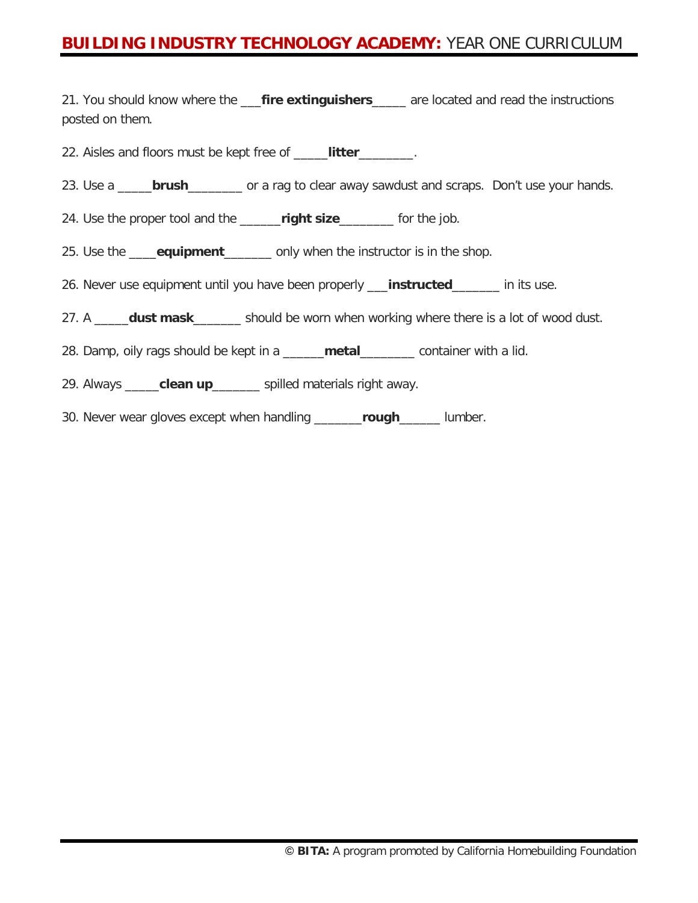21. You should know where the ___**fire extinguishers**_____ are located and read the instructions posted on them.

22. Aisles and floors must be kept free of _____**litter**________.

23. Use a _____**brush**________ or a rag to clear away sawdust and scraps. Don't use your hands.

24. Use the proper tool and the ______**right size**________ for the job.

25. Use the ____**equipment**_______ only when the instructor is in the shop.

26. Never use equipment until you have been properly ___**instructed**_______ in its use.

27. A _____**dust mask**_______ should be worn when working where there is a lot of wood dust.

28. Damp, oily rags should be kept in a ______**metal**________ container with a lid.

29. Always _____**clean up**_______ spilled materials right away.

30. Never wear gloves except when handling _______**rough**______ lumber.